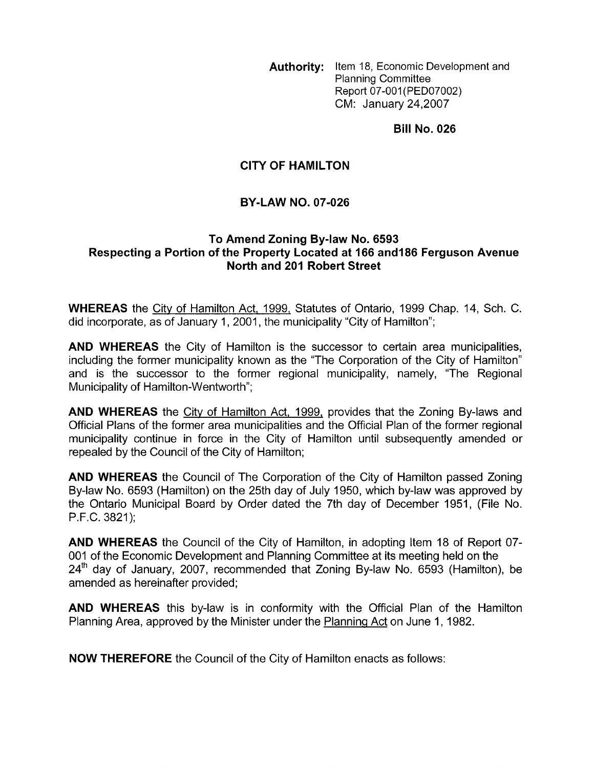**Authority:** Item 18, Economic Development and Planning Committee Report 07-001(PED07002) CM: January 24,2007

**Bill No. 026**

# CITY OF HAMILTON

## BY-LAW NO. 07-026

### To Amend Zoning By-law No. 6593 Respecting a Portion of the Property Located at 166 and186 Ferguson Avenue North and 201 Robert Street

**WHEREAS** the City of Hamilton Act, 1999, Statutes of Ontario, 1999 Chap. 14, Sch. C. did incorporate, as of January 1, 2001, the municipality "City of Hamilton";

**AND WHEREAS** the City of Hamilton is the successor to certain area municipalities, including the former municipality known as the "The Corporation of the City of Hamilton" and is the successor to the former regional municipality, namely, "The Regional Municipality of Hamilton-Wentworth";

**AND WHEREAS** the City of Hamilton Act, 1999, provides that the Zoning By-laws and Official Plans of the former area municipalities and the Official Plan of the former regional municipality continue in force in the City of Hamilton until subsequently amended or repealed by the Council of the City of Hamilton;

**AND WHEREAS** the Council of The Corporation of the City of Hamilton passed Zoning By-law No. 6593 (Hamilton) on the 25th day of July 1950, which by-law was approved by the Ontario Municipal Board by Order dated the 7th day of December 1951, (File No. P.F.C. 3821);

**AND WHEREAS** the Council of the City of Hamilton, in adopting Item 18 of Report 07-001 of the Economic Development and Planning Committee at its meeting held on the 24th day of January, 2007, recommended that Zoning By-law No. 6593 (Hamilton), be amended as hereinafter provided;

**AND WHEREAS** this by-law is in conformity with the Official Plan of the Hamilton Planning Area, approved by the Minister under the Planning Act on June 1, 1982.

**NOW THEREFORE** the Council of the City of Hamilton enacts as follows: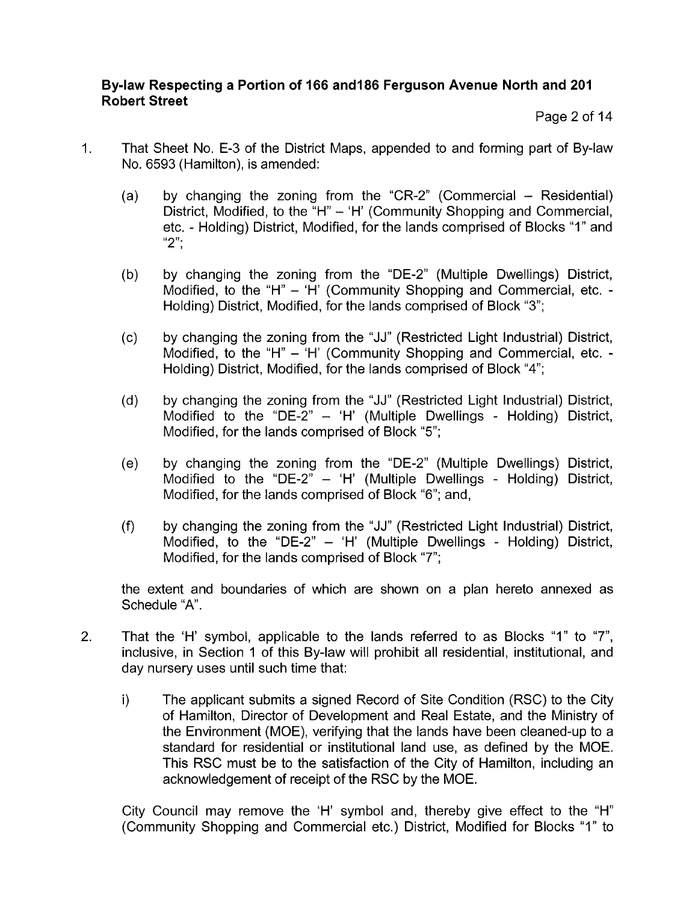1. That Sheet No. E-3 of the District Maps, appended to and forming part of By-law No. 6593 (Hamilton), is amended:

   (a) by changing the zoning from the "CR-2" (Commercial – Residential) District, Modified, to the "H" – 'H' (Community Shopping and Commercial, etc. - Holding) District, Modified, for the lands comprised of Blocks "1" and "2";

   (b) by changing the zoning from the "DE-2" (Multiple Dwellings) District, Modified, to the "H" – 'H' (Community Shopping and Commercial, etc. - Holding) District, Modified, for the lands comprised of Block "3";

   (c) by changing the zoning from the "JJ" (Restricted Light Industrial) District, Modified, to the "H" – 'H' (Community Shopping and Commercial, etc. - Holding) District, Modified, for the lands comprised of Block "4";

   (d) by changing the zoning from the "JJ" (Restricted Light Industrial) District, Modified to the "DE-2" – 'H' (Multiple Dwellings - Holding) District, Modified, for the lands comprised of Block "5";

   (e) by changing the zoning from the "DE-2" (Multiple Dwellings) District, Modified to the "DE-2" – 'H' (Multiple Dwellings - Holding) District, Modified, for the lands comprised of Block "6"; and,

   (f) by changing the zoning from the "JJ" (Restricted Light Industrial) District, Modified, to the "DE-2" – 'H' (Multiple Dwellings - Holding) District, Modified, for the lands comprised of Block "7";

   the extent and boundaries of which are shown on a plan hereto annexed as Schedule "A".

2. That the 'H' symbol, applicable to the lands referred to as Blocks "1" to "7", inclusive, in Section 1 of this By-law will prohibit all residential, institutional, and day nursery uses until such time that:

   i) The applicant submits a signed Record of Site Condition (RSC) to the City of Hamilton, Director of Development and Real Estate, and the Ministry of the Environment (MOE), verifying that the lands have been cleaned-up to a standard for residential or institutional land use, as defined by the MOE. This RSC must be to the satisfaction of the City of Hamilton, including an acknowledgement of receipt of the RSC by the MOE.

   City Council may remove the 'H' symbol and, thereby give effect to the "H" (Community Shopping and Commercial etc.) District, Modified for Blocks "1" to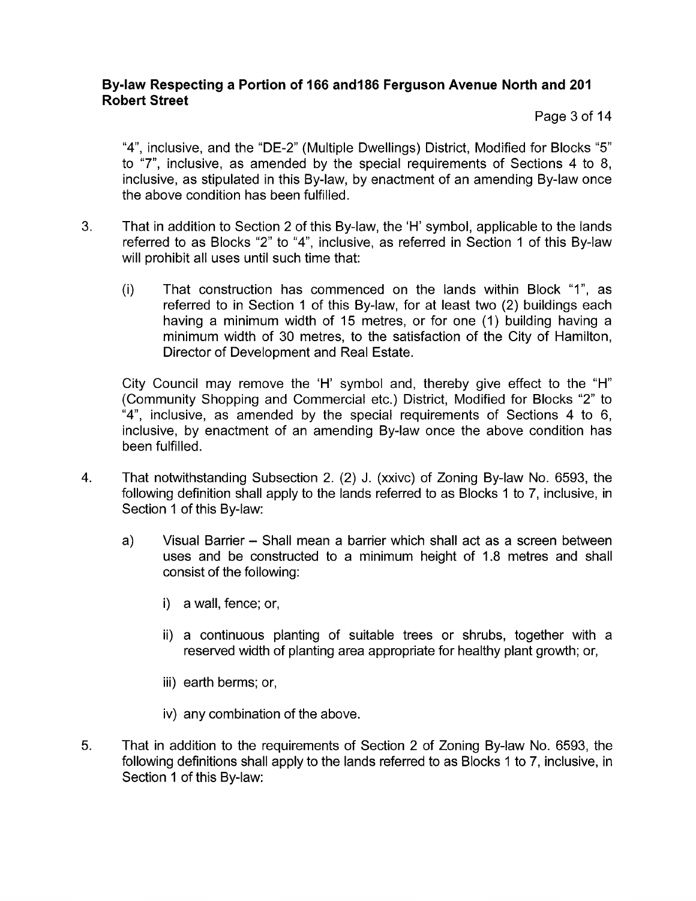"4", inclusive, and the "DE-2" (Multiple Dwellings) District, Modified for Blocks "5" to "7", inclusive, as amended by the special requirements of Sections 4 to 8, inclusive, as stipulated in this By-law, by enactment of an amending By-law once the above condition has been fulfilled.

3. That in addition to Section 2 of this By-law, the 'H' symbol, applicable to the lands referred to as Blocks "2" to "4", inclusive, as referred in Section 1 of this By-law will prohibit all uses until such time that:

   (i) That construction has commenced on the lands within Block "1", as referred to in Section 1 of this By-law, for at least two (2) buildings each having a minimum width of 15 metres, or for one (1) building having a minimum width of 30 metres, to the satisfaction of the City of Hamilton, Director of Development and Real Estate.

   City Council may remove the 'H' symbol and, thereby give effect to the "H" (Community Shopping and Commercial etc.) District, Modified for Blocks "2" to "4", inclusive, as amended by the special requirements of Sections 4 to 6, inclusive, by enactment of an amending By-law once the above condition has been fulfilled.

4. That notwithstanding Subsection 2. (2) J. (xxivc) of Zoning By-law No. 6593, the following definition shall apply to the lands referred to as Blocks 1 to 7, inclusive, in Section 1 of this By-law:

   a) Visual Barrier – Shall mean a barrier which shall act as a screen between uses and be constructed to a minimum height of 1.8 metres and shall consist of the following:

      i) a wall, fence; or,

      ii) a continuous planting of suitable trees or shrubs, together with a reserved width of planting area appropriate for healthy plant growth; or,

      iii) earth berms; or,

      iv) any combination of the above.

5. That in addition to the requirements of Section 2 of Zoning By-law No. 6593, the following definitions shall apply to the lands referred to as Blocks 1 to 7, inclusive, in Section 1 of this By-law: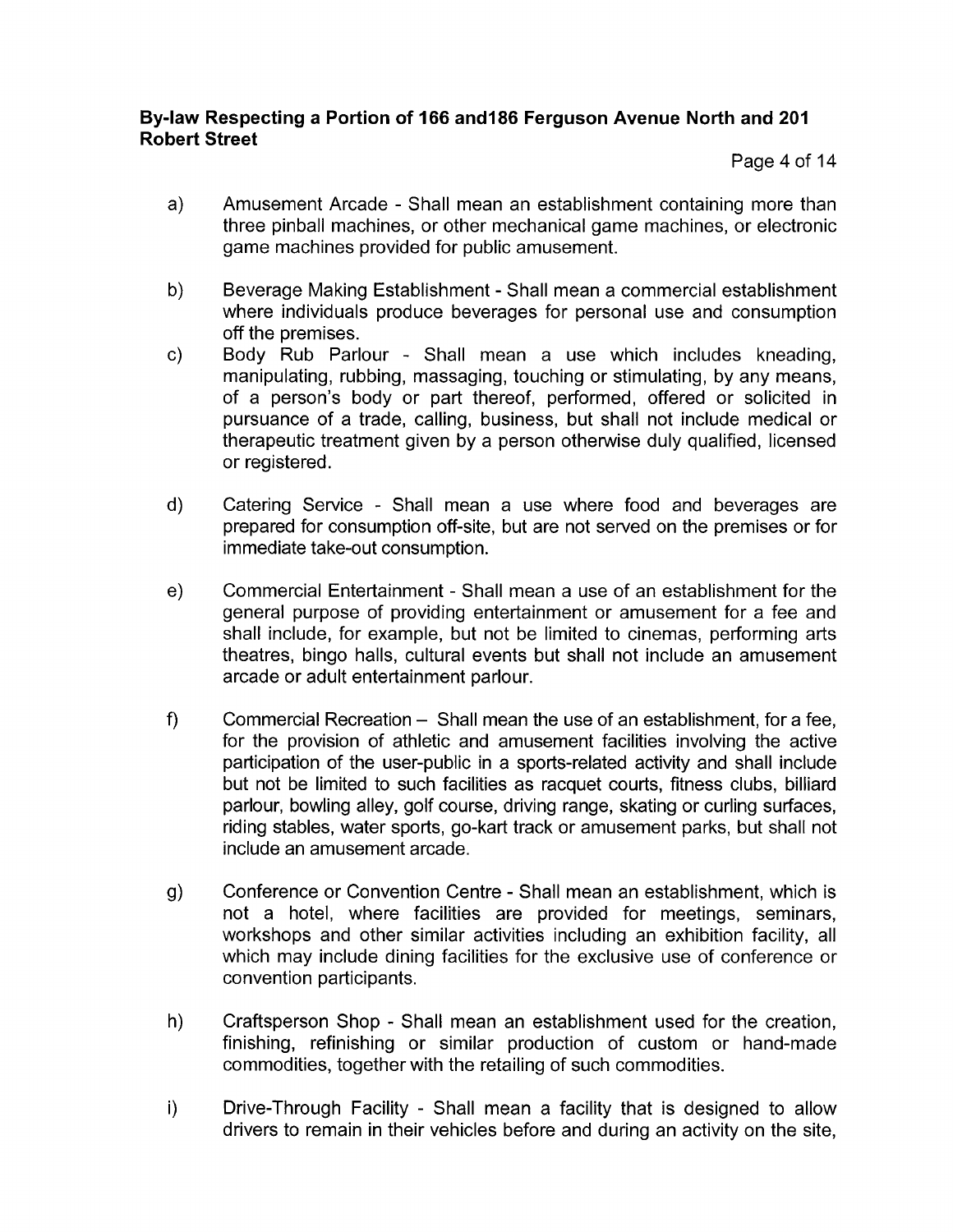a) Amusement Arcade - Shall mean an establishment containing more than three pinball machines, or other mechanical game machines, or electronic game machines provided for public amusement.

b) Beverage Making Establishment - Shall mean a commercial establishment where individuals produce beverages for personal use and consumption off the premises.

c) Body Rub Parlour - Shall mean a use which includes kneading, manipulating, rubbing, massaging, touching or stimulating, by any means, of a person's body or part thereof, performed, offered or solicited in pursuance of a trade, calling, business, but shall not include medical or therapeutic treatment given by a person otherwise duly qualified, licensed or registered.

d) Catering Service - Shall mean a use where food and beverages are prepared for consumption off-site, but are not served on the premises or for immediate take-out consumption.

e) Commercial Entertainment - Shall mean a use of an establishment for the general purpose of providing entertainment or amusement for a fee and shall include, for example, but not be limited to cinemas, performing arts theatres, bingo halls, cultural events but shall not include an amusement arcade or adult entertainment parlour.

f) Commercial Recreation – Shall mean the use of an establishment, for a fee, for the provision of athletic and amusement facilities involving the active participation of the user-public in a sports-related activity and shall include but not be limited to such facilities as racquet courts, fitness clubs, billiard parlour, bowling alley, golf course, driving range, skating or curling surfaces, riding stables, water sports, go-kart track or amusement parks, but shall not include an amusement arcade.

g) Conference or Convention Centre - Shall mean an establishment, which is not a hotel, where facilities are provided for meetings, seminars, workshops and other similar activities including an exhibition facility, all which may include dining facilities for the exclusive use of conference or convention participants.

h) Craftsperson Shop - Shall mean an establishment used for the creation, finishing, refinishing or similar production of custom or hand-made commodities, together with the retailing of such commodities.

i) Drive-Through Facility - Shall mean a facility that is designed to allow drivers to remain in their vehicles before and during an activity on the site,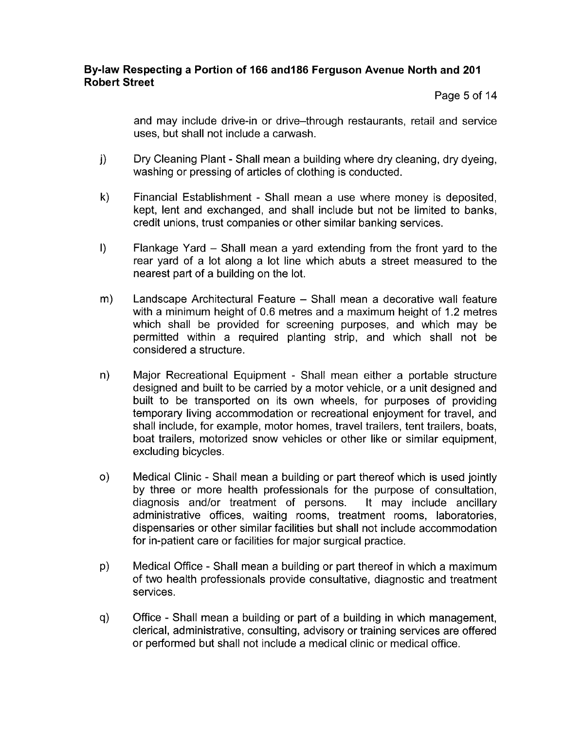and may include drive-in or drive–through restaurants, retail and service uses, but shall not include a carwash.

j) Dry Cleaning Plant - Shall mean a building where dry cleaning, dry dyeing, washing or pressing of articles of clothing is conducted.

k) Financial Establishment - Shall mean a use where money is deposited, kept, lent and exchanged, and shall include but not be limited to banks, credit unions, trust companies or other similar banking services.

l) Flankage Yard – Shall mean a yard extending from the front yard to the rear yard of a lot along a lot line which abuts a street measured to the nearest part of a building on the lot.

m) Landscape Architectural Feature – Shall mean a decorative wall feature with a minimum height of 0.6 metres and a maximum height of 1.2 metres which shall be provided for screening purposes, and which may be permitted within a required planting strip, and which shall not be considered a structure.

n) Major Recreational Equipment - Shall mean either a portable structure designed and built to be carried by a motor vehicle, or a unit designed and built to be transported on its own wheels, for purposes of providing temporary living accommodation or recreational enjoyment for travel, and shall include, for example, motor homes, travel trailers, tent trailers, boats, boat trailers, motorized snow vehicles or other like or similar equipment, excluding bicycles.

o) Medical Clinic - Shall mean a building or part thereof which is used jointly by three or more health professionals for the purpose of consultation, diagnosis and/or treatment of persons. It may include ancillary administrative offices, waiting rooms, treatment rooms, laboratories, dispensaries or other similar facilities but shall not include accommodation for in-patient care or facilities for major surgical practice.

p) Medical Office - Shall mean a building or part thereof in which a maximum of two health professionals provide consultative, diagnostic and treatment services.

q) Office - Shall mean a building or part of a building in which management, clerical, administrative, consulting, advisory or training services are offered or performed but shall not include a medical clinic or medical office.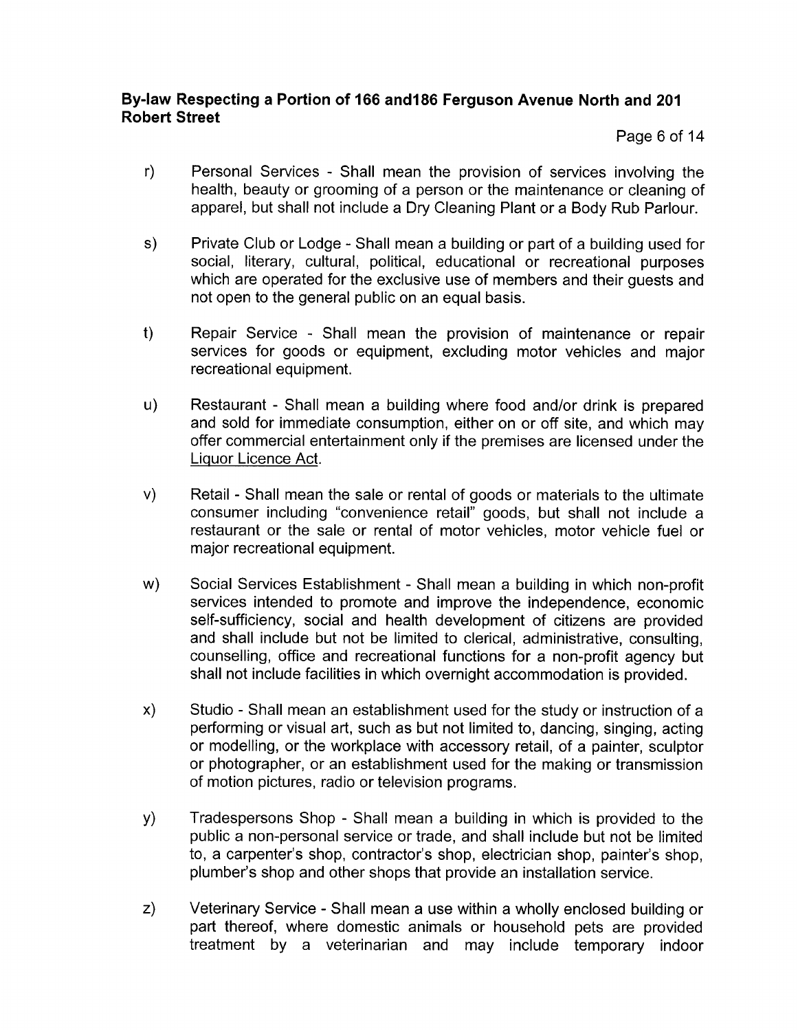r) Personal Services - Shall mean the provision of services involving the health, beauty or grooming of a person or the maintenance or cleaning of apparel, but shall not include a Dry Cleaning Plant or a Body Rub Parlour.

s) Private Club or Lodge - Shall mean a building or part of a building used for social, literary, cultural, political, educational or recreational purposes which are operated for the exclusive use of members and their guests and not open to the general public on an equal basis.

t) Repair Service - Shall mean the provision of maintenance or repair services for goods or equipment, excluding motor vehicles and major recreational equipment.

u) Restaurant - Shall mean a building where food and/or drink is prepared and sold for immediate consumption, either on or off site, and which may offer commercial entertainment only if the premises are licensed under the Liquor Licence Act.

v) Retail - Shall mean the sale or rental of goods or materials to the ultimate consumer including "convenience retail" goods, but shall not include a restaurant or the sale or rental of motor vehicles, motor vehicle fuel or major recreational equipment.

w) Social Services Establishment - Shall mean a building in which non-profit services intended to promote and improve the independence, economic self-sufficiency, social and health development of citizens are provided and shall include but not be limited to clerical, administrative, consulting, counselling, office and recreational functions for a non-profit agency but shall not include facilities in which overnight accommodation is provided.

x) Studio - Shall mean an establishment used for the study or instruction of a performing or visual art, such as but not limited to, dancing, singing, acting or modelling, or the workplace with accessory retail, of a painter, sculptor or photographer, or an establishment used for the making or transmission of motion pictures, radio or television programs.

y) Tradespersons Shop - Shall mean a building in which is provided to the public a non-personal service or trade, and shall include but not be limited to, a carpenter's shop, contractor's shop, electrician shop, painter's shop, plumber's shop and other shops that provide an installation service.

z) Veterinary Service - Shall mean a use within a wholly enclosed building or part thereof, where domestic animals or household pets are provided treatment by a veterinarian and may include temporary indoor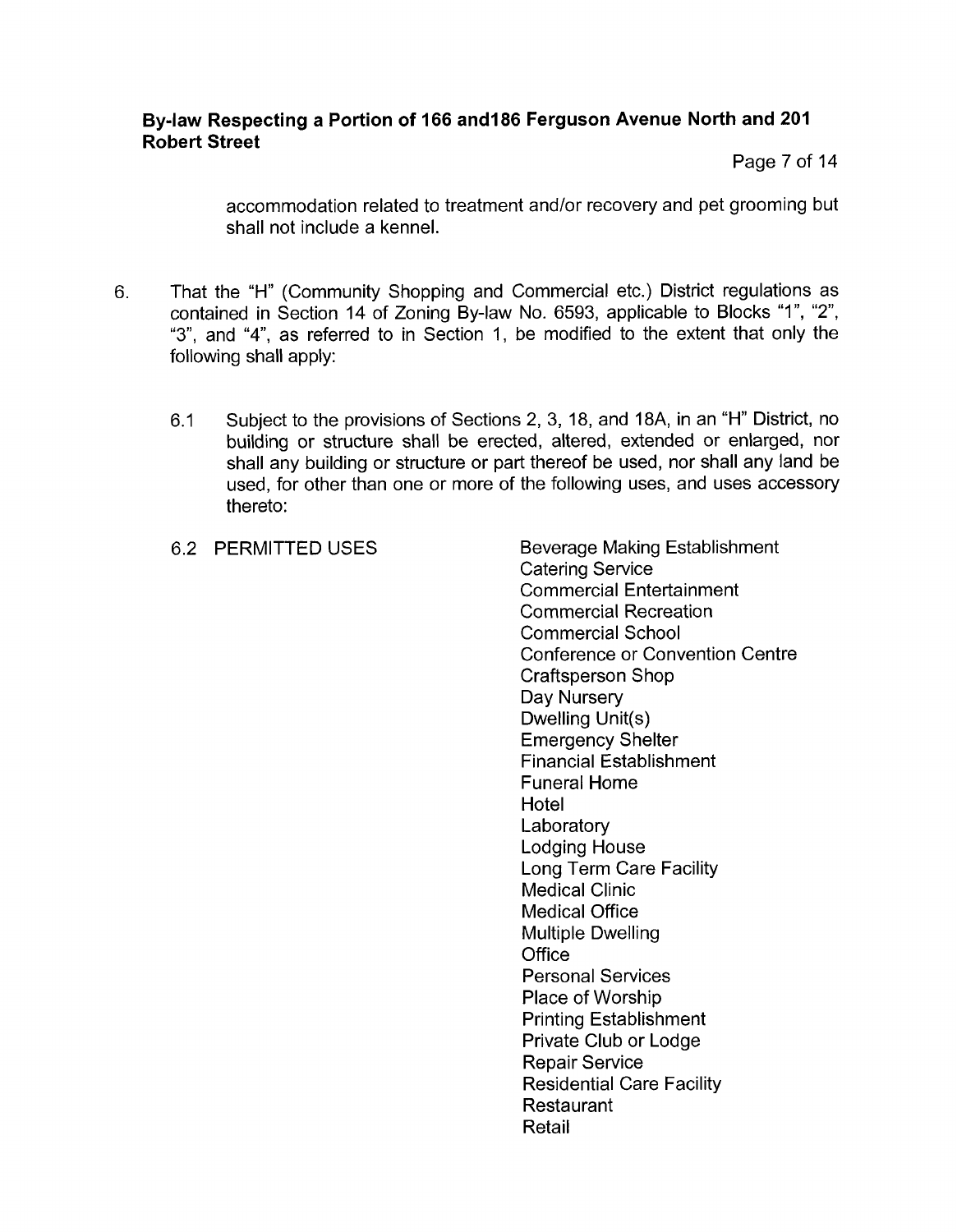accommodation related to treatment and/or recovery and pet grooming but shall not include a kennel.

6. That the "H" (Community Shopping and Commercial etc.) District regulations as contained in Section 14 of Zoning By-law No. 6593, applicable to Blocks "1", "2", "3", and "4", as referred to in Section 1, be modified to the extent that only the following shall apply:

   6.1 Subject to the provisions of Sections 2, 3, 18, and 18A, in an "H" District, no building or structure shall be erected, altered, extended or enlarged, nor shall any building or structure or part thereof be used, nor shall any land be used, for other than one or more of the following uses, and uses accessory thereto:

   6.2 PERMITTED USES

   - Beverage Making Establishment
   - Catering Service
   - Commercial Entertainment
   - Commercial Recreation
   - Commercial School
   - Conference or Convention Centre
   - Craftsperson Shop
   - Day Nursery
   - Dwelling Unit(s)
   - Emergency Shelter
   - Financial Establishment
   - Funeral Home
   - Hotel
   - Laboratory
   - Lodging House
   - Long Term Care Facility
   - Medical Clinic
   - Medical Office
   - Multiple Dwelling
   - Office
   - Personal Services
   - Place of Worship
   - Printing Establishment
   - Private Club or Lodge
   - Repair Service
   - Residential Care Facility
   - Restaurant
   - Retail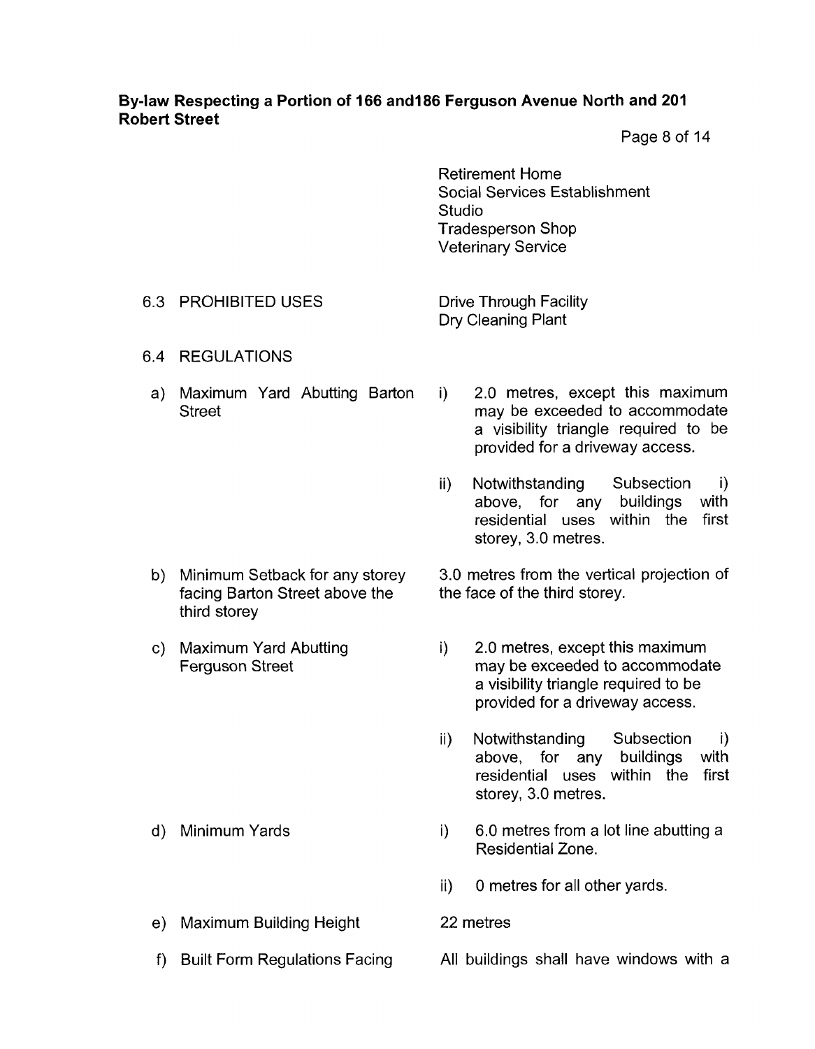Retirement Home
Social Services Establishment
Studio
Tradesperson Shop
Veterinary Service

6.3 PROHIBITED USES

Drive Through Facility
Dry Cleaning Plant

6.4 REGULATIONS

a) Maximum Yard Abutting Barton Street

i) 2.0 metres, except this maximum may be exceeded to accommodate a visibility triangle required to be provided for a driveway access.

ii) Notwithstanding Subsection i) above, for any buildings with residential uses within the first storey, 3.0 metres.

b) Minimum Setback for any storey facing Barton Street above the third storey

3.0 metres from the vertical projection of the face of the third storey.

c) Maximum Yard Abutting Ferguson Street

i) 2.0 metres, except this maximum may be exceeded to accommodate a visibility triangle required to be provided for a driveway access.

ii) Notwithstanding Subsection i) above, for any buildings with residential uses within the first storey, 3.0 metres.

d) Minimum Yards

i) 6.0 metres from a lot line abutting a Residential Zone.

ii) 0 metres for all other yards.

e) Maximum Building Height

22 metres

f) Built Form Regulations Facing

All buildings shall have windows with a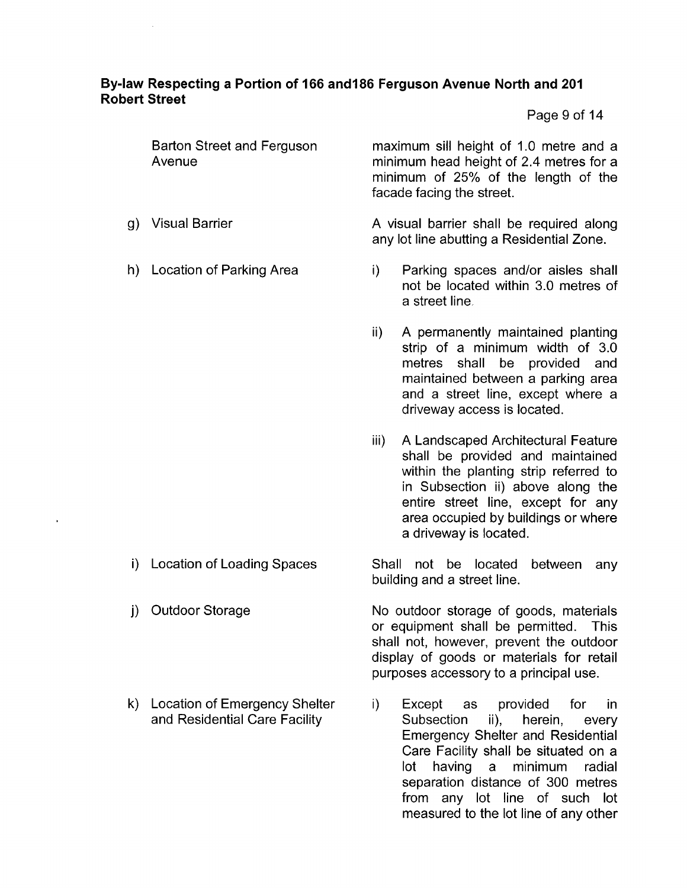| | |
|---|---|
| Barton Street and Ferguson Avenue | maximum sill height of 1.0 metre and a minimum head height of 2.4 metres for a minimum of 25% of the length of the facade facing the street. |
| g) Visual Barrier | A visual barrier shall be required along any lot line abutting a Residential Zone. |
| h) Location of Parking Area | i) Parking spaces and/or aisles shall not be located within 3.0 metres of a street line.<br><br>ii) A permanently maintained planting strip of a minimum width of 3.0 metres shall be provided and maintained between a parking area and a street line, except where a driveway access is located.<br><br>iii) A Landscaped Architectural Feature shall be provided and maintained within the planting strip referred to in Subsection ii) above along the entire street line, except for any area occupied by buildings or where a driveway is located. |
| i) Location of Loading Spaces | Shall not be located between any building and a street line. |
| j) Outdoor Storage | No outdoor storage of goods, materials or equipment shall be permitted. This shall not, however, prevent the outdoor display of goods or materials for retail purposes accessory to a principal use. |
| k) Location of Emergency Shelter and Residential Care Facility | i) Except as provided for in Subsection ii), herein, every Emergency Shelter and Residential Care Facility shall be situated on a lot having a minimum radial separation distance of 300 metres from any lot line of such lot measured to the lot line of any other |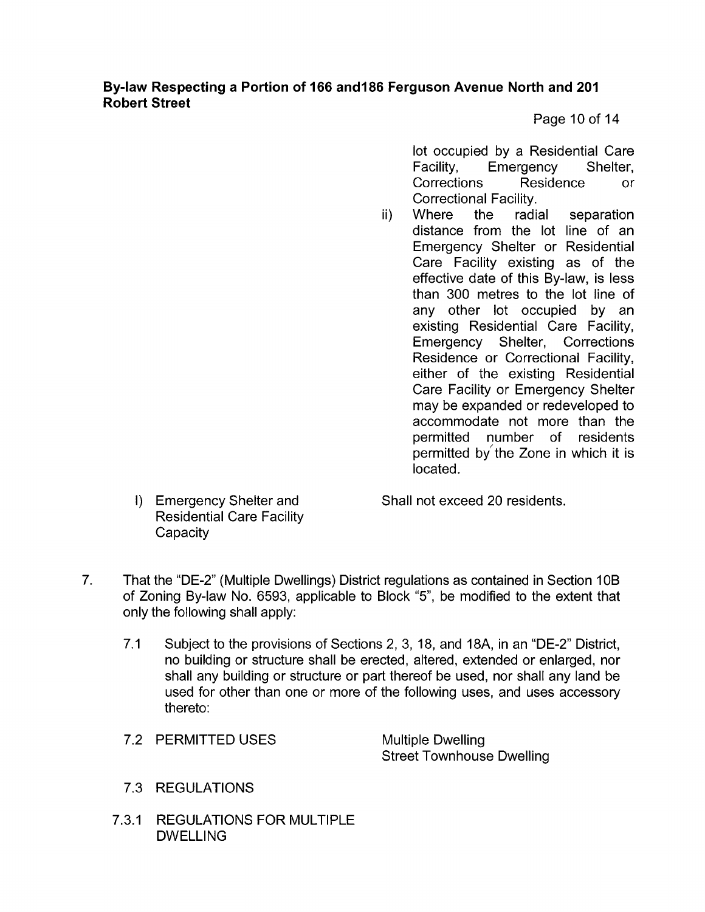lot occupied by a Residential Care Facility, Emergency Shelter, Corrections Residence or Correctional Facility.

ii) Where the radial separation distance from the lot line of an Emergency Shelter or Residential Care Facility existing as of the effective date of this By-law, is less than 300 metres to the lot line of any other lot occupied by an existing Residential Care Facility, Emergency Shelter, Corrections Residence or Correctional Facility, either of the existing Residential Care Facility or Emergency Shelter may be expanded or redeveloped to accommodate not more than the permitted number of residents permitted by the Zone in which it is located.

l) Emergency Shelter and Residential Care Facility Capacity — Shall not exceed 20 residents.

7. That the "DE-2" (Multiple Dwellings) District regulations as contained in Section 10B of Zoning By-law No. 6593, applicable to Block "5", be modified to the extent that only the following shall apply:

   7.1 Subject to the provisions of Sections 2, 3, 18, and 18A, in an "DE-2" District, no building or structure shall be erected, altered, extended or enlarged, nor shall any building or structure or part thereof be used, nor shall any land be used for other than one or more of the following uses, and uses accessory thereto:

   7.2 PERMITTED USES — Multiple Dwelling; Street Townhouse Dwelling

   7.3 REGULATIONS

   7.3.1 REGULATIONS FOR MULTIPLE DWELLING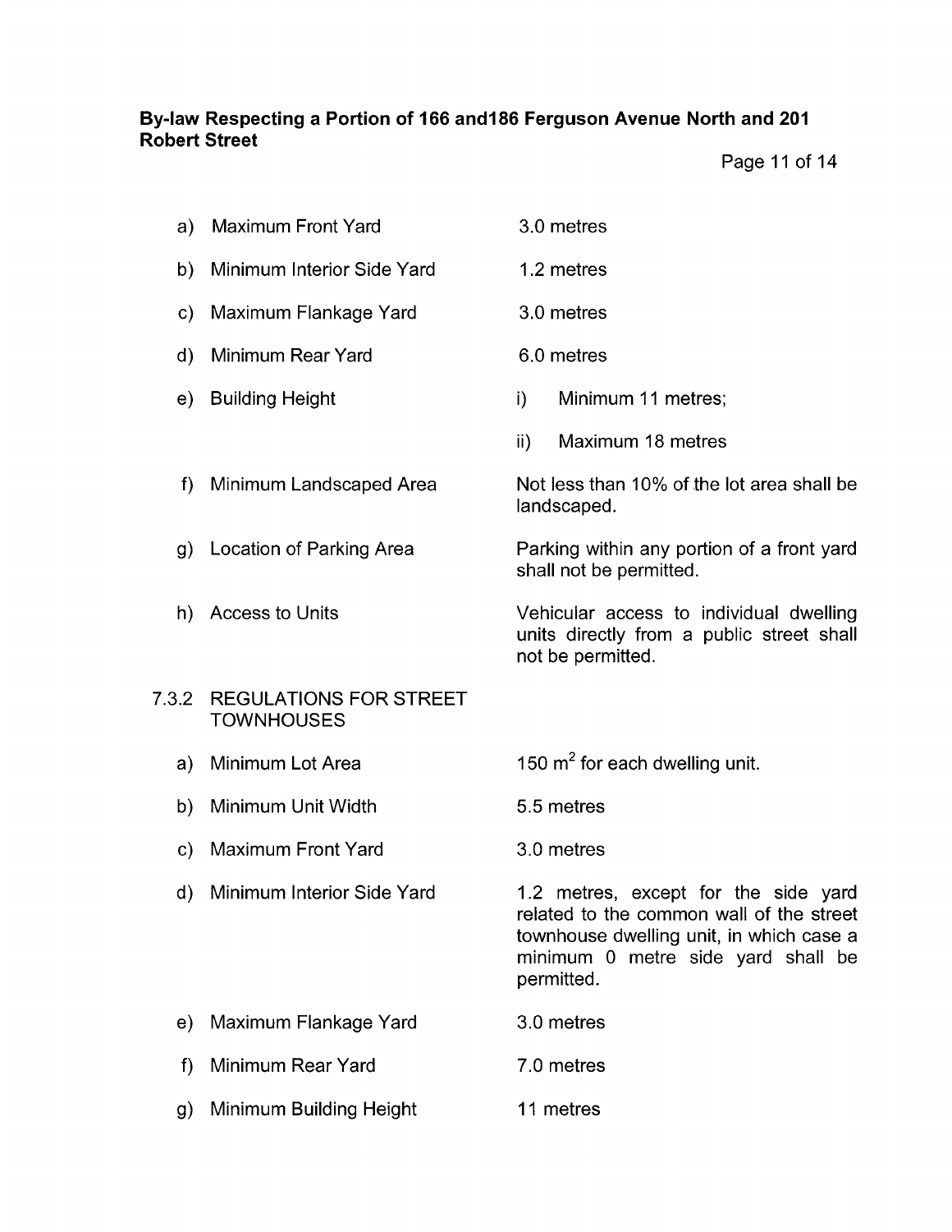a) Maximum Front Yard — 3.0 metres

b) Minimum Interior Side Yard — 1.2 metres

c) Maximum Flankage Yard — 3.0 metres

d) Minimum Rear Yard — 6.0 metres

e) Building Height
   - i) Minimum 11 metres;
   - ii) Maximum 18 metres

f) Minimum Landscaped Area — Not less than 10% of the lot area shall be landscaped.

g) Location of Parking Area — Parking within any portion of a front yard shall not be permitted.

h) Access to Units — Vehicular access to individual dwelling units directly from a public street shall not be permitted.

7.3.2 REGULATIONS FOR STREET TOWNHOUSES

a) Minimum Lot Area — 150 $m^2$ for each dwelling unit.

b) Minimum Unit Width — 5.5 metres

c) Maximum Front Yard — 3.0 metres

d) Minimum Interior Side Yard — 1.2 metres, except for the side yard related to the common wall of the street townhouse dwelling unit, in which case a minimum 0 metre side yard shall be permitted.

e) Maximum Flankage Yard — 3.0 metres

f) Minimum Rear Yard — 7.0 metres

g) Minimum Building Height — 11 metres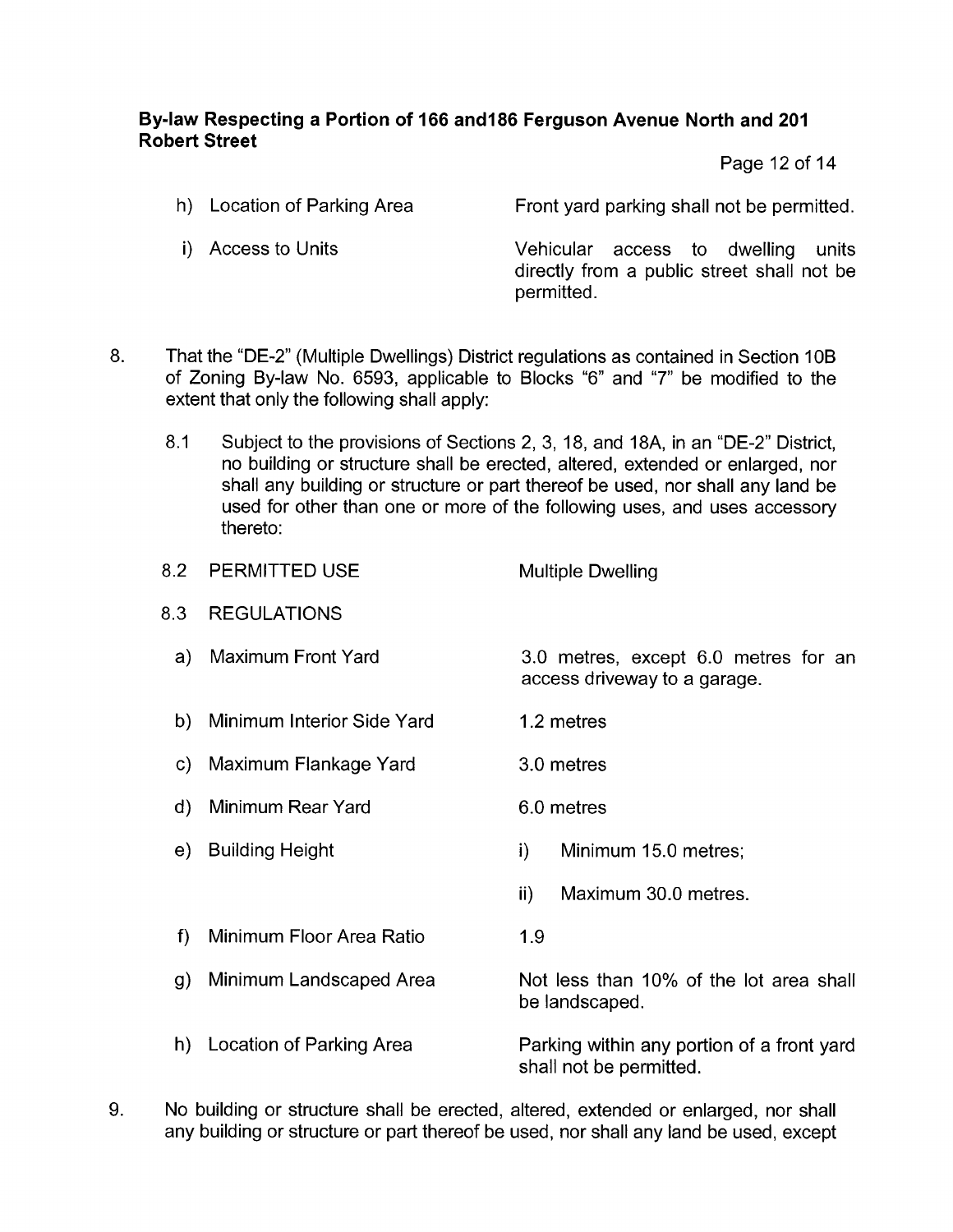h) Location of Parking Area — Front yard parking shall not be permitted.

i) Access to Units — Vehicular access to dwelling units directly from a public street shall not be permitted.

8. That the "DE-2" (Multiple Dwellings) District regulations as contained in Section 10B of Zoning By-law No. 6593, applicable to Blocks "6" and "7" be modified to the extent that only the following shall apply:

   8.1 Subject to the provisions of Sections 2, 3, 18, and 18A, in an "DE-2" District, no building or structure shall be erected, altered, extended or enlarged, nor shall any building or structure or part thereof be used, nor shall any land be used for other than one or more of the following uses, and uses accessory thereto:

   8.2 PERMITTED USE — Multiple Dwelling

   8.3 REGULATIONS

   a) Maximum Front Yard — 3.0 metres, except 6.0 metres for an access driveway to a garage.

   b) Minimum Interior Side Yard — 1.2 metres

   c) Maximum Flankage Yard — 3.0 metres

   d) Minimum Rear Yard — 6.0 metres

   e) Building Height —
      i) Minimum 15.0 metres;
      ii) Maximum 30.0 metres.

   f) Minimum Floor Area Ratio — 1.9

   g) Minimum Landscaped Area — Not less than 10% of the lot area shall be landscaped.

   h) Location of Parking Area — Parking within any portion of a front yard shall not be permitted.

9. No building or structure shall be erected, altered, extended or enlarged, nor shall any building or structure or part thereof be used, nor shall any land be used, except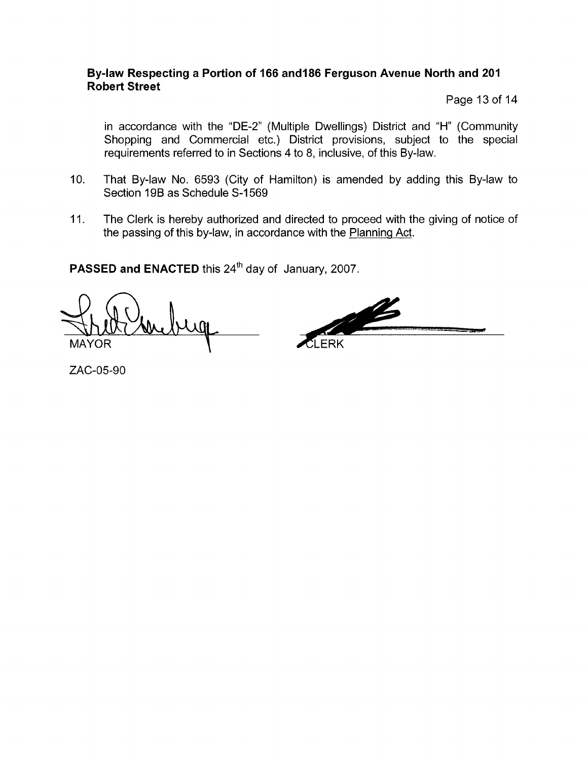in accordance with the "DE-2" (Multiple Dwellings) District and "H" (Community Shopping and Commercial etc.) District provisions, subject to the special requirements referred to in Sections 4 to 8, inclusive, of this By-law.

10. That By-law No. 6593 (City of Hamilton) is amended by adding this By-law to Section 19B as Schedule S-1569

11. The Clerk is hereby authorized and directed to proceed with the giving of notice of the passing of this by-law, in accordance with the Planning Act.

**PASSED and ENACTED** this 24th day of January, 2007.

MAYOR

CLERK

ZAC-05-90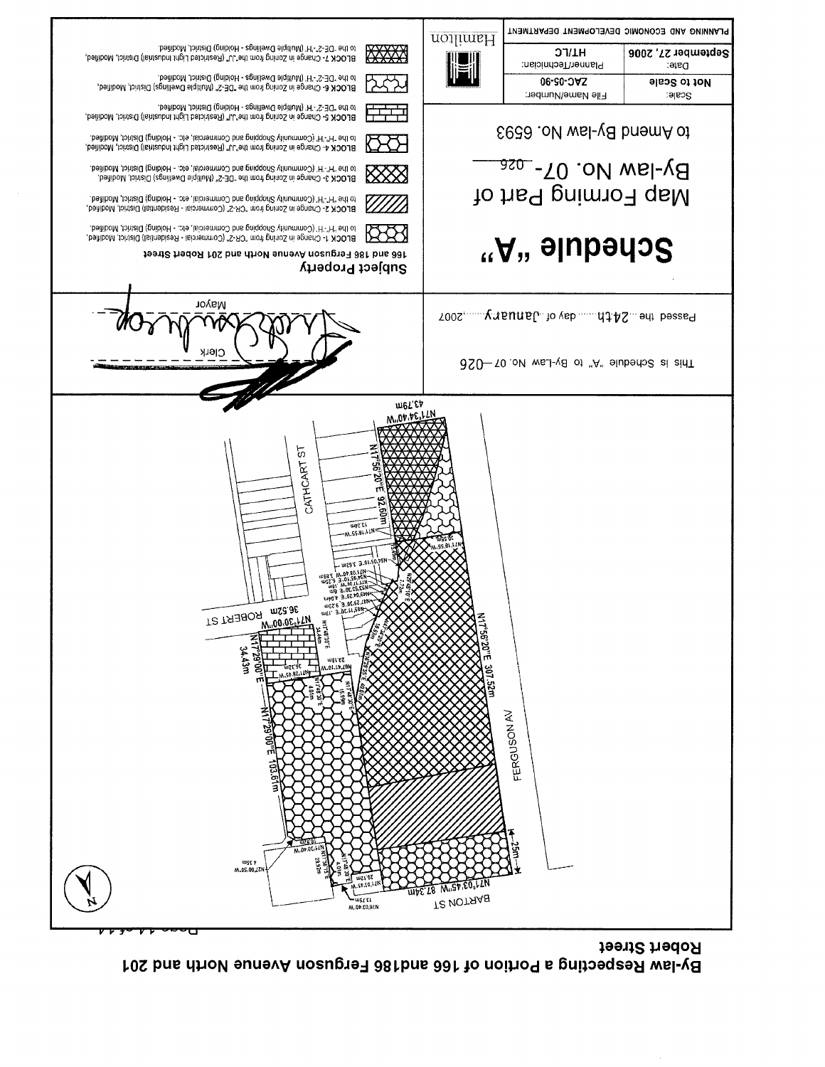# Schedule "A"

## Map Forming Part of By-law No. 07-026

to Amend By-law No. 6593

| | |
|---|---|
| Scale: **Not to Scale** | File Name/Number: **ZAC-05-90** |
| Date: **September 27, 2006** | Planner/Technician: **HT/LC** |

PLANNING AND ECONOMIC DEVELOPMENT DEPARTMENT

Hamilton

This is Schedule "A" to By-Law No. 07-026

Passed the 24th day of January, 2007

Clerk

Mayor

**Subject Property**

**166 and 186 Ferguson Avenue North and 201 Robert Street**

**BLOCK 1**- Change in Zoning from "CR-2" (Commercial - Residential) District, Modified, to the "H"-'H' (Community Shopping and Commercial, etc. - Holding) District, Modified.

**BLOCK 2**- Change in Zoning from "CR-2" (Commercial - Residential) District, Modified, to the "H"-'H' (Community Shopping and Commercial, etc. - Holding) District, Modified.

**BLOCK 3**- Change in Zoning from the "DE-2" (Multiple Dwellings) District, Modified, to the "H"-'H' (Community Shopping and Commercial, etc. - Holding) District, Modified.

**BLOCK 4**- Change in Zoning from the "JJ" (Restricted Light Industrial) District, Modified, to the "H"-'H' (Community Shopping and Commercial, etc. - Holding) District, Modified.

**BLOCK 5**- Change in Zoning from the "JJ" (Restricted Light Industrial) District, Modified, to the "DE-2"-'H' (Multiple Dwellings - Holding) District, Modified.

**BLOCK 6**- Change in Zoning from the "DE-2" (Multiple Dwellings) District, Modified, to the "DE-2"-'H' (Multiple Dwellings - Holding) District, Modified.

**BLOCK 7**- Change in Zoning from the "JJ" (Restricted Light Industrial) District, Modified, to the "DE-2"-'H' (Multiple Dwellings - Holding) District, Modified.

BARTON ST

FERGUSON AV

ROBERT ST

CATHCART ST

N71°03'45"W 87.34m

25m

N17°56'20"E 307.52m

N71°34'40"W 43.79m

N17°56'20"E 92.60m

N71°30'00"W 36.52m

N17°29'00"E 34.43m

N17°29'00"E 103.61m

N